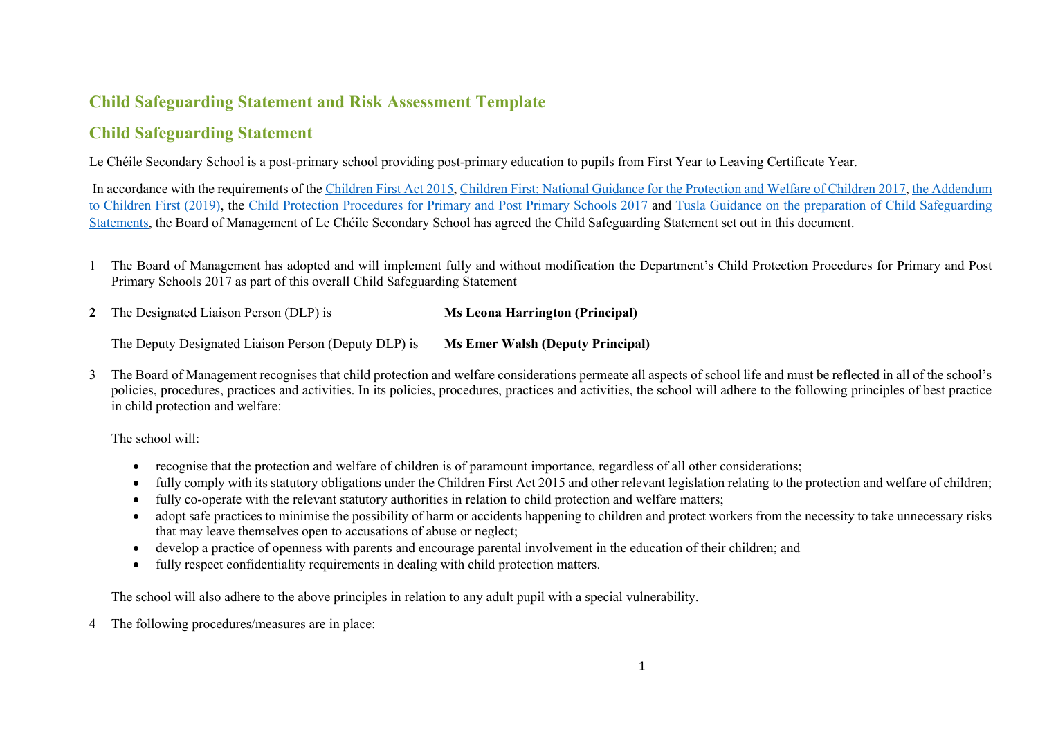## Child Safeguarding Statement and Risk Assessment Template

## Child Safeguarding Statement

Le Chéile Secondary School is a post-primary school providing post-primary education to pupils from First Year to Leaving Certificate Year.

In accordance with the requirements of the Children First Act 2015, Children First: National Guidance for the Protection and Welfare of Children 2017, the Addendum to Children First (2019), the Child Protection Procedures for Primary and Post Primary Schools 2017 and Tusla Guidance on the preparation of Child Safeguarding Statements, the Board of Management of Le Chéile Secondary School has agreed the Child Safeguarding Statement set out in this document.

1 The Board of Management has adopted and will implement fully and without modification the Department's Child Protection Procedures for Primary and Post Primary Schools 2017 as part of this overall Child Safeguarding Statement

**2** The Designated Liaison Person (DLP) is **Ms Leona Harrington (Principal)**

The Deputy Designated Liaison Person (Deputy DLP) is **Ms Emer Walsh (Deputy Principal)**

3 The Board of Management recognises that child protection and welfare considerations permeate all aspects of school life and must be reflected in all of the school's policies, procedures, practices and activities. In its policies, procedures, practices and activities, the school will adhere to the following principles of best practice in child protection and welfare:

The school will:

- recognise that the protection and welfare of children is of paramount importance, regardless of all other considerations;
- fully comply with its statutory obligations under the Children First Act 2015 and other relevant legislation relating to the protection and welfare of children;
- fully co-operate with the relevant statutory authorities in relation to child protection and welfare matters;
- adopt safe practices to minimise the possibility of harm or accidents happening to children and protect workers from the necessity to take unnecessary risks that may leave themselves open to accusations of abuse or neglect;
- develop a practice of openness with parents and encourage parental involvement in the education of their children; and
- fully respect confidentiality requirements in dealing with child protection matters.

The school will also adhere to the above principles in relation to any adult pupil with a special vulnerability.

4 The following procedures/measures are in place: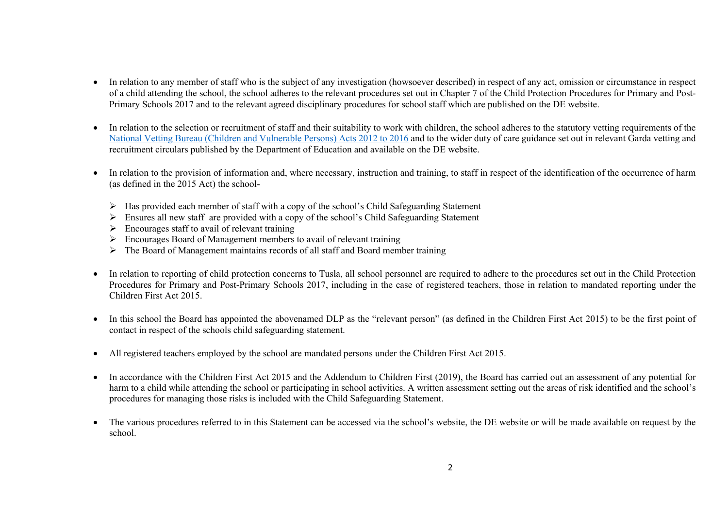- In relation to any member of staff who is the subject of any investigation (howsoever described) in respect of any act, omission or circumstance in respect of a child attending the school, the school adheres to the relevant procedures set out in Chapter 7 of the Child Protection Procedures for Primary and Post-Primary Schools 2017 and to the relevant agreed disciplinary procedures for school staff which are published on the DE website.

- In relation to the selection or recruitment of staff and their suitability to work with children, the school adheres to the statutory vetting requirements of the National Vetting Bureau (Children and Vulnerable Persons) Acts 2012 to 2016 and to the wider duty of care guidance set out in relevant Garda vetting and recruitment circulars published by the Department of Education and available on the DE website.

- In relation to the provision of information and, where necessary, instruction and training, to staff in respect of the identification of the occurrence of harm (as defined in the 2015 Act) the school-

  - Has provided each member of staff with a copy of the school's Child Safeguarding Statement
  - Ensures all new staff are provided with a copy of the school's Child Safeguarding Statement
  - Encourages staff to avail of relevant training
  - Encourages Board of Management members to avail of relevant training
  - The Board of Management maintains records of all staff and Board member training

- In relation to reporting of child protection concerns to Tusla, all school personnel are required to adhere to the procedures set out in the Child Protection Procedures for Primary and Post-Primary Schools 2017, including in the case of registered teachers, those in relation to mandated reporting under the Children First Act 2015.

- In this school the Board has appointed the abovenamed DLP as the "relevant person" (as defined in the Children First Act 2015) to be the first point of contact in respect of the schools child safeguarding statement.

- All registered teachers employed by the school are mandated persons under the Children First Act 2015.

- In accordance with the Children First Act 2015 and the Addendum to Children First (2019), the Board has carried out an assessment of any potential for harm to a child while attending the school or participating in school activities. A written assessment setting out the areas of risk identified and the school's procedures for managing those risks is included with the Child Safeguarding Statement.

- The various procedures referred to in this Statement can be accessed via the school's website, the DE website or will be made available on request by the school.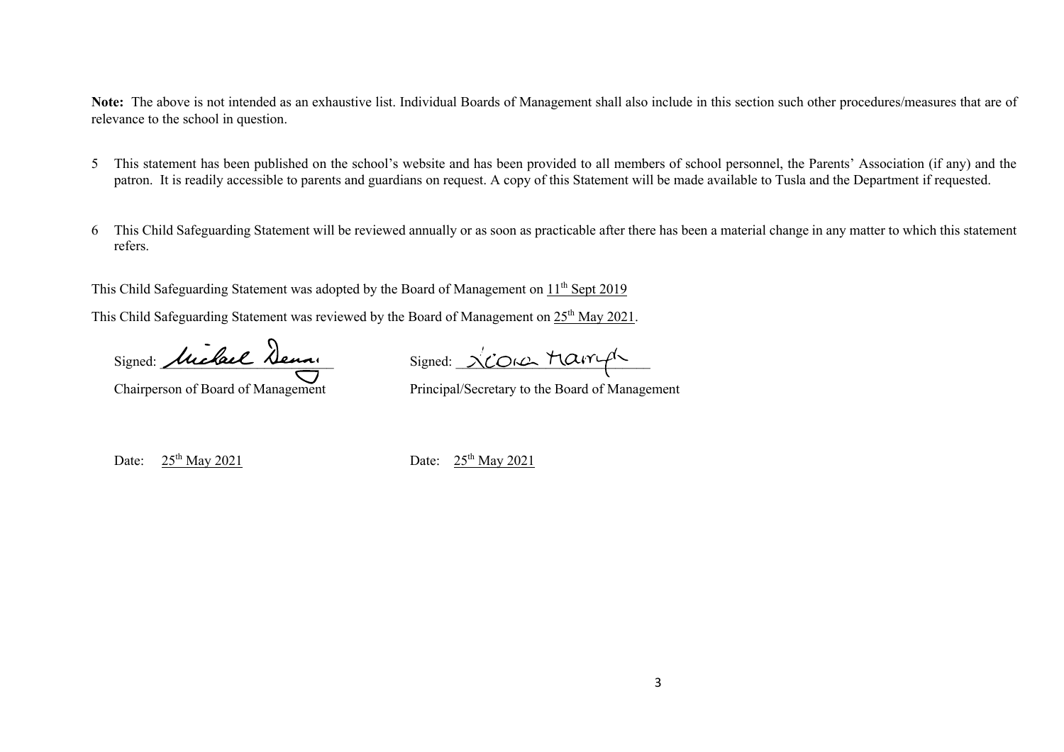**Note:** The above is not intended as an exhaustive list. Individual Boards of Management shall also include in this section such other procedures/measures that are of relevance to the school in question.

5 This statement has been published on the school's website and has been provided to all members of school personnel, the Parents' Association (if any) and the patron. It is readily accessible to parents and guardians on request. A copy of this Statement will be made available to Tusla and the Department if requested.

6 This Child Safeguarding Statement will be reviewed annually or as soon as practicable after there has been a material change in any matter to which this statement refers.

This Child Safeguarding Statement was adopted by the Board of Management on 11th Sept 2019

This Child Safeguarding Statement was reviewed by the Board of Management on 25th May 2021.

Signed: Michael Denai
Chairperson of Board of Management

Signed: Xiona Hairgh
Principal/Secretary to the Board of Management

Date: 25th May 2021

Date: 25th May 2021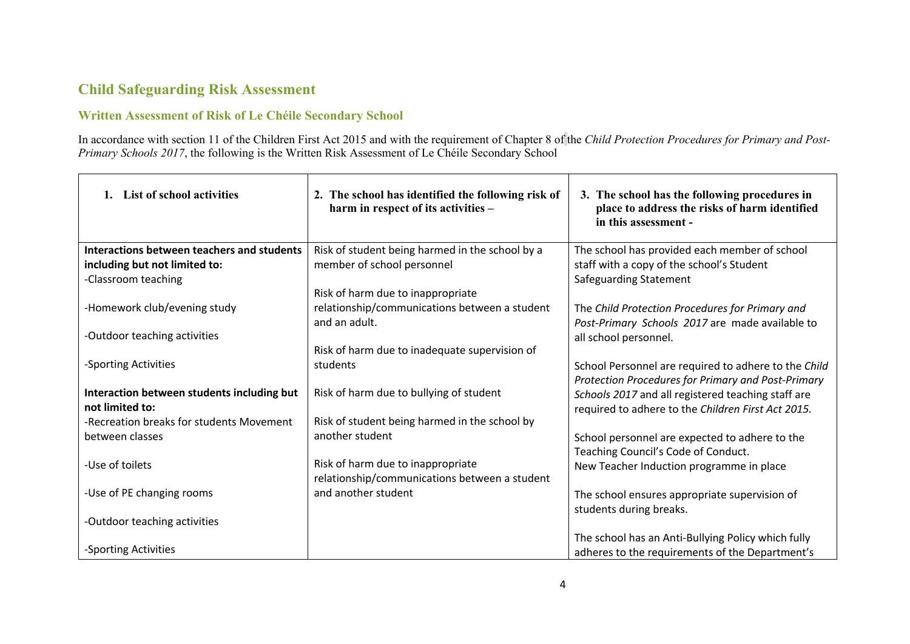## Child Safeguarding Risk Assessment

### Written Assessment of Risk of Le Chéile Secondary School

In accordance with section 11 of the Children First Act 2015 and with the requirement of Chapter 8 of the *Child Protection Procedures for Primary and Post-Primary Schools 2017*, the following is the Written Risk Assessment of Le Chéile Secondary School

| 1. List of school activities | 2. The school has identified the following risk of harm in respect of its activities – | 3. The school has the following procedures in place to address the risks of harm identified in this assessment - |
|---|---|---|
| **Interactions between teachers and students including but not limited to:**<br>-Classroom teaching<br><br>-Homework club/evening study<br><br>-Outdoor teaching activities<br><br>-Sporting Activities<br><br>**Interaction between students including but not limited to:**<br>-Recreation breaks for students Movement between classes<br><br>-Use of toilets<br><br>-Use of PE changing rooms<br><br>-Outdoor teaching activities<br><br>-Sporting Activities | Risk of student being harmed in the school by a member of school personnel<br><br>Risk of harm due to inappropriate relationship/communications between a student and an adult.<br><br>Risk of harm due to inadequate supervision of students<br><br>Risk of harm due to bullying of student<br><br>Risk of student being harmed in the school by another student<br><br>Risk of harm due to inappropriate relationship/communications between a student and another student | The school has provided each member of school staff with a copy of the school's Student Safeguarding Statement<br><br>The *Child Protection Procedures for Primary and Post-Primary Schools 2017* are made available to all school personnel.<br><br>School Personnel are required to adhere to the *Child Protection Procedures for Primary and Post-Primary Schools 2017* and all registered teaching staff are required to adhere to the *Children First Act 2015.*<br><br>School personnel are expected to adhere to the Teaching Council's Code of Conduct.<br>New Teacher Induction programme in place<br><br>The school ensures appropriate supervision of students during breaks.<br><br>The school has an Anti-Bullying Policy which fully adheres to the requirements of the Department's |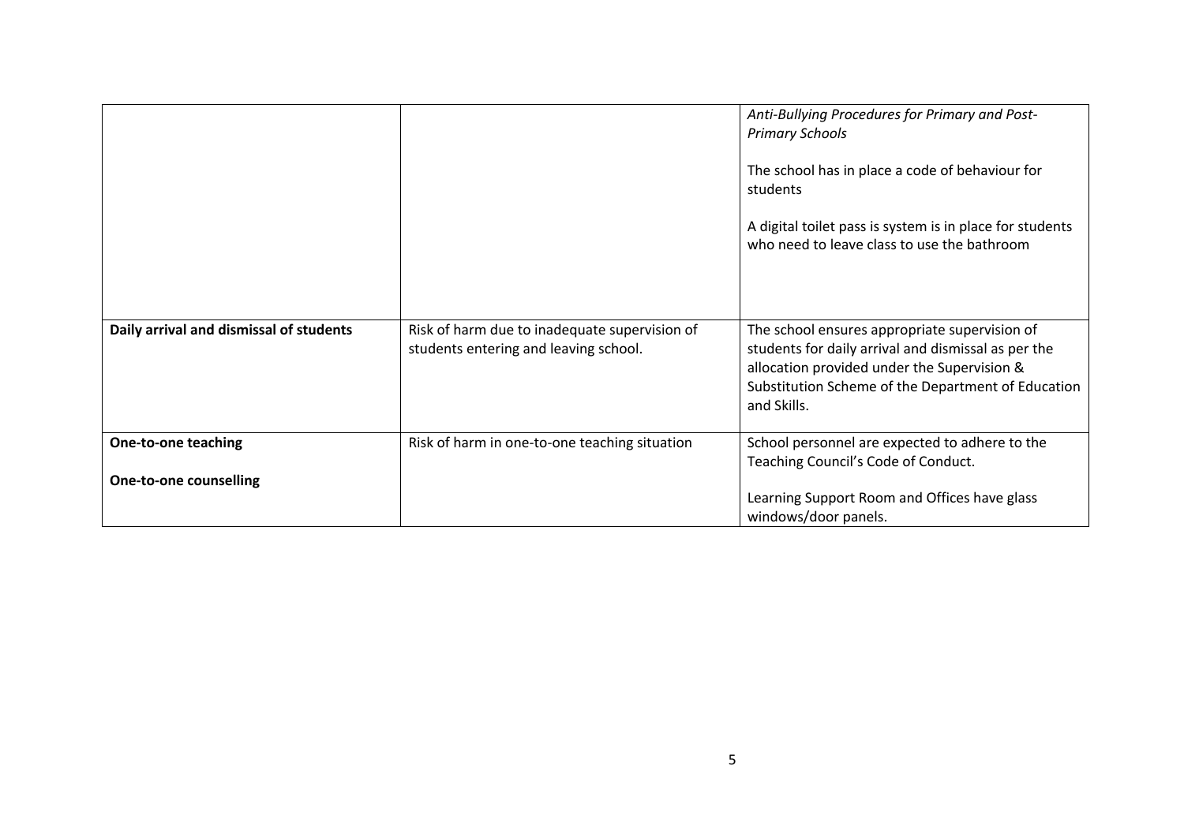| | | |
|---|---|---|
| | | *Anti-Bullying Procedures for Primary and Post-Primary Schools*<br><br>The school has in place a code of behaviour for students<br><br>A digital toilet pass is system is in place for students who need to leave class to use the bathroom |
| **Daily arrival and dismissal of students** | Risk of harm due to inadequate supervision of students entering and leaving school. | The school ensures appropriate supervision of students for daily arrival and dismissal as per the allocation provided under the Supervision & Substitution Scheme of the Department of Education and Skills. |
| **One-to-one teaching**<br><br>**One-to-one counselling** | Risk of harm in one-to-one teaching situation | School personnel are expected to adhere to the Teaching Council's Code of Conduct.<br><br>Learning Support Room and Offices have glass windows/door panels. |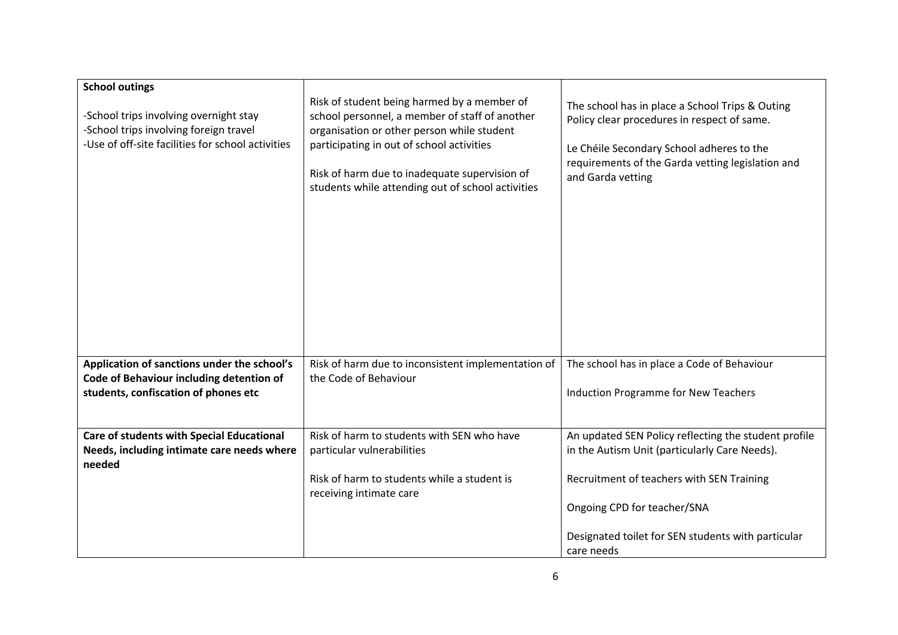| **School outings**<br><br>-School trips involving overnight stay<br>-School trips involving foreign travel<br>-Use of off-site facilities for school activities | Risk of student being harmed by a member of school personnel, a member of staff of another organisation or other person while student participating in out of school activities<br><br>Risk of harm due to inadequate supervision of students while attending out of school activities | The school has in place a School Trips & Outing Policy clear procedures in respect of same.<br><br>Le Chéile Secondary School adheres to the requirements of the Garda vetting legislation and and Garda vetting |
|---|---|---|
| **Application of sanctions under the school's Code of Behaviour including detention of students, confiscation of phones etc** | Risk of harm due to inconsistent implementation of the Code of Behaviour | The school has in place a Code of Behaviour<br><br>Induction Programme for New Teachers |
| **Care of students with Special Educational Needs, including intimate care needs where needed** | Risk of harm to students with SEN who have particular vulnerabilities<br><br>Risk of harm to students while a student is receiving intimate care | An updated SEN Policy reflecting the student profile in the Autism Unit (particularly Care Needs).<br><br>Recruitment of teachers with SEN Training<br><br>Ongoing CPD for teacher/SNA<br><br>Designated toilet for SEN students with particular care needs |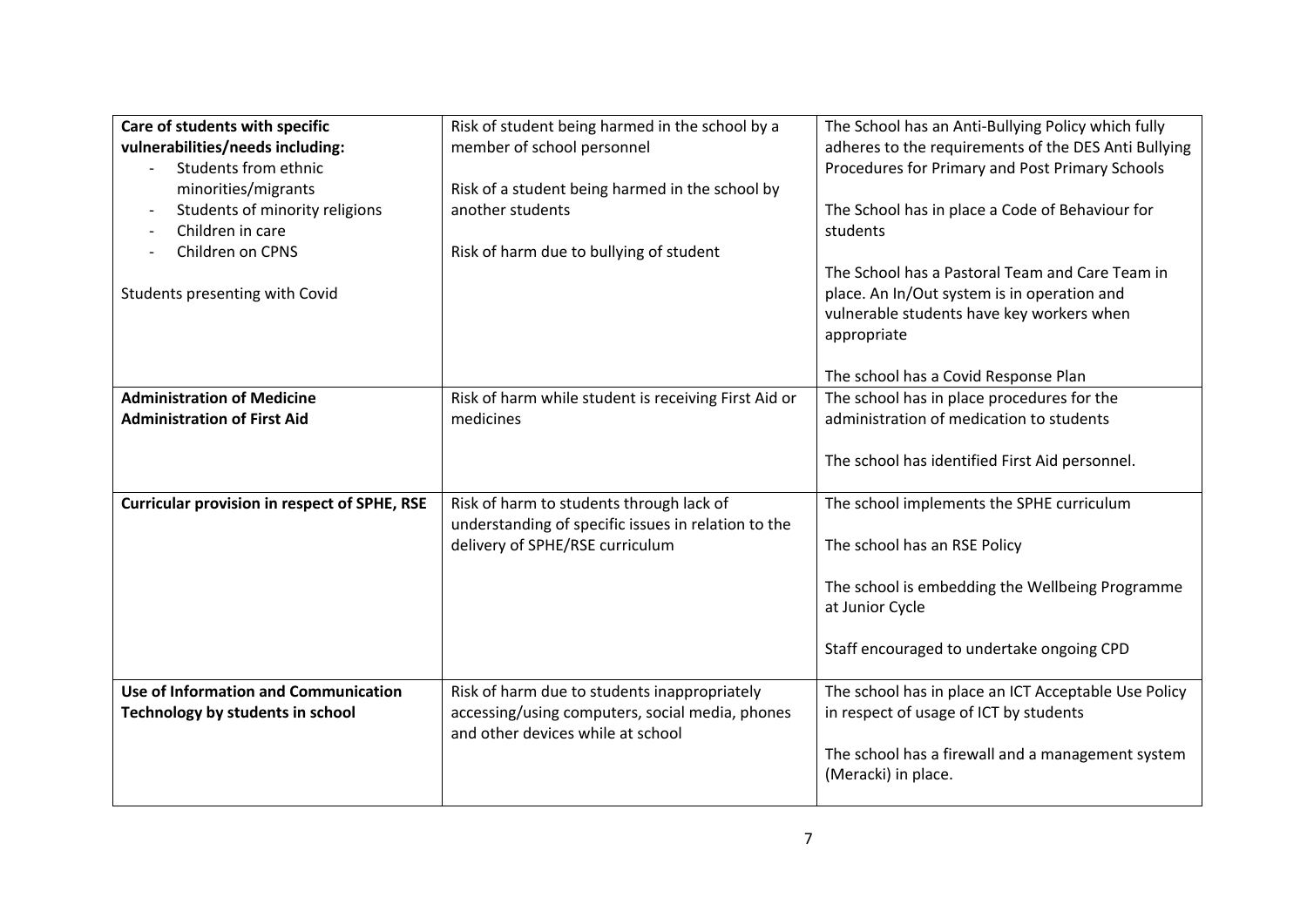| **Care of students with specific vulnerabilities/needs including:**<br>- Students from ethnic minorities/migrants<br>- Students of minority religions<br>- Children in care<br>- Children on CPNS<br><br>Students presenting with Covid | Risk of student being harmed in the school by a member of school personnel<br><br>Risk of a student being harmed in the school by another students<br><br>Risk of harm due to bullying of student | The School has an Anti-Bullying Policy which fully adheres to the requirements of the DES Anti Bullying Procedures for Primary and Post Primary Schools<br><br>The School has in place a Code of Behaviour for students<br><br>The School has a Pastoral Team and Care Team in place. An In/Out system is in operation and vulnerable students have key workers when appropriate<br><br>The school has a Covid Response Plan |
|---|---|---|
| **Administration of Medicine**<br>**Administration of First Aid** | Risk of harm while student is receiving First Aid or medicines | The school has in place procedures for the administration of medication to students<br><br>The school has identified First Aid personnel. |
| **Curricular provision in respect of SPHE, RSE** | Risk of harm to students through lack of understanding of specific issues in relation to the delivery of SPHE/RSE curriculum | The school implements the SPHE curriculum<br><br>The school has an RSE Policy<br><br>The school is embedding the Wellbeing Programme at Junior Cycle<br><br>Staff encouraged to undertake ongoing CPD |
| **Use of Information and Communication Technology by students in school** | Risk of harm due to students inappropriately accessing/using computers, social media, phones and other devices while at school | The school has in place an ICT Acceptable Use Policy in respect of usage of ICT by students<br><br>The school has a firewall and a management system (Meracki) in place. |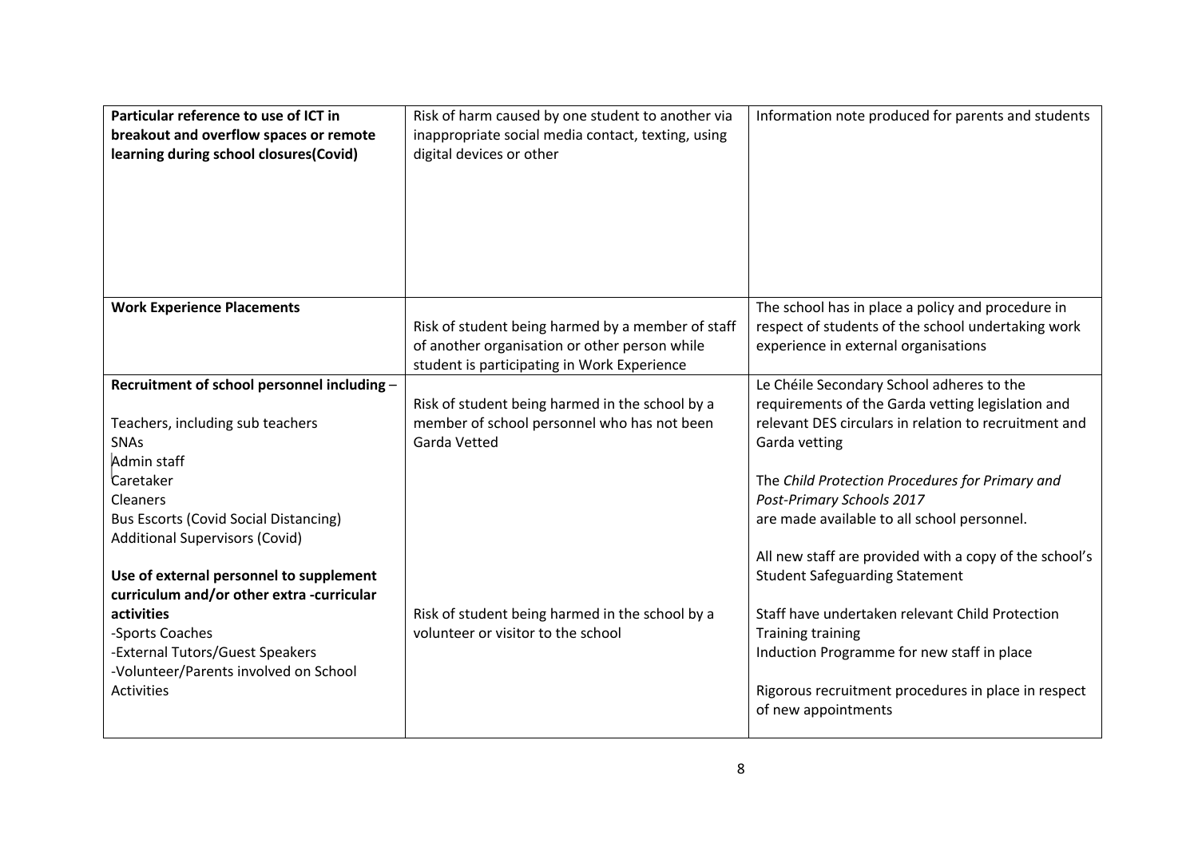| | | |
|---|---|---|
| **Particular reference to use of ICT in breakout and overflow spaces or remote learning during school closures(Covid)** | Risk of harm caused by one student to another via inappropriate social media contact, texting, using digital devices or other | Information note produced for parents and students |
| **Work Experience Placements** | Risk of student being harmed by a member of staff of another organisation or other person while student is participating in Work Experience | The school has in place a policy and procedure in respect of students of the school undertaking work experience in external organisations |
| **Recruitment of school personnel including** –<br><br>Teachers, including sub teachers<br>SNAs<br>Admin staff<br>Caretaker<br>Cleaners<br>Bus Escorts (Covid Social Distancing)<br>Additional Supervisors (Covid)<br><br>**Use of external personnel to supplement curriculum and/or other extra -curricular activities**<br>-Sports Coaches<br>-External Tutors/Guest Speakers<br>-Volunteer/Parents involved on School Activities | Risk of student being harmed in the school by a member of school personnel who has not been Garda Vetted<br><br>Risk of student being harmed in the school by a volunteer or visitor to the school | Le Chéile Secondary School adheres to the requirements of the Garda vetting legislation and relevant DES circulars in relation to recruitment and Garda vetting<br><br>The *Child Protection Procedures for Primary and Post-Primary Schools 2017* are made available to all school personnel.<br><br>All new staff are provided with a copy of the school's Student Safeguarding Statement<br><br>Staff have undertaken relevant Child Protection Training training<br>Induction Programme for new staff in place<br><br>Rigorous recruitment procedures in place in respect of new appointments |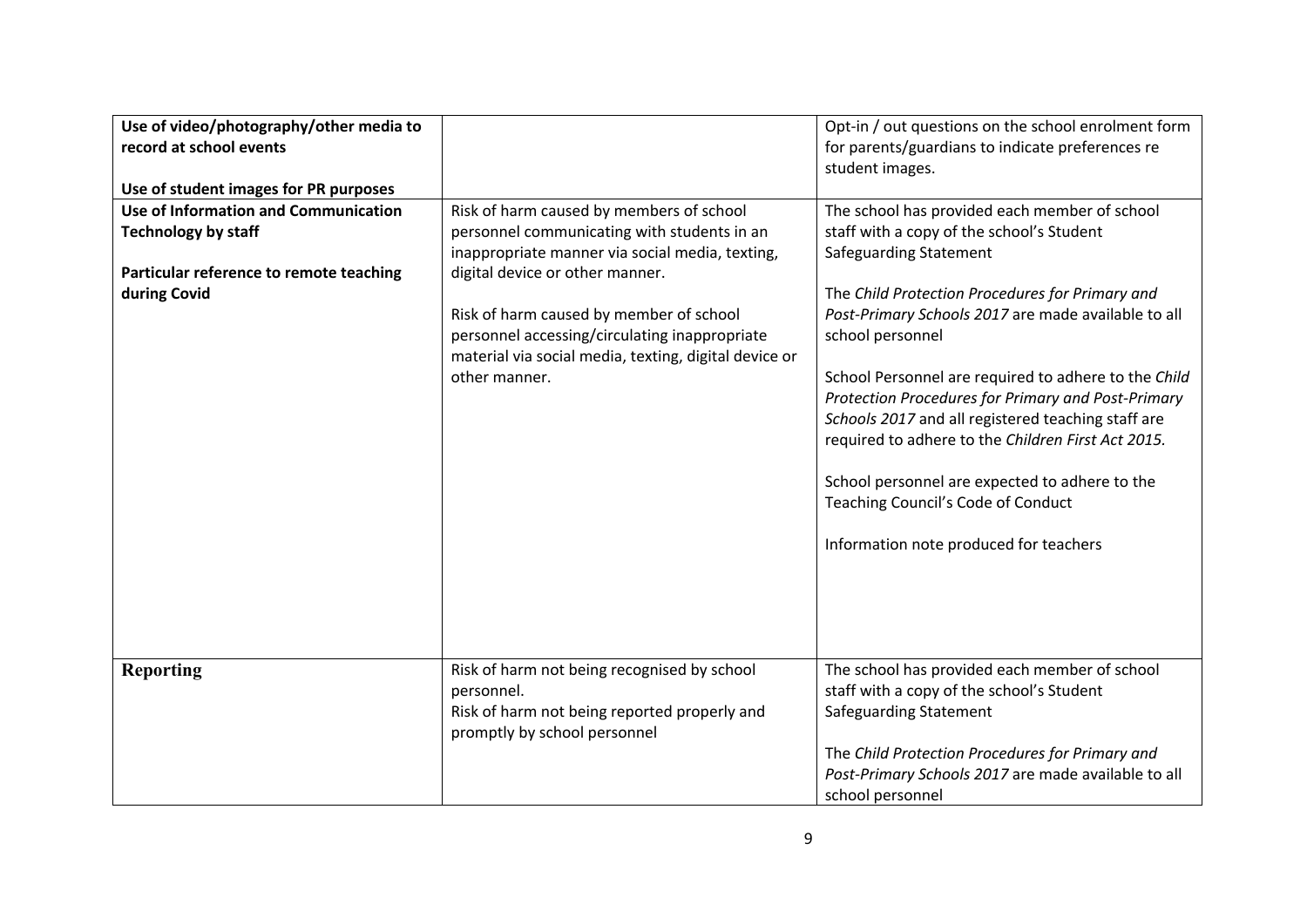| | | |
|---|---|---|
| **Use of video/photography/other media to record at school events**<br><br>**Use of student images for PR purposes** | | Opt-in / out questions on the school enrolment form for parents/guardians to indicate preferences re student images. |
| **Use of Information and Communication Technology by staff**<br><br>**Particular reference to remote teaching during Covid** | Risk of harm caused by members of school personnel communicating with students in an inappropriate manner via social media, texting, digital device or other manner.<br><br>Risk of harm caused by member of school personnel accessing/circulating inappropriate material via social media, texting, digital device or other manner. | The school has provided each member of school staff with a copy of the school's Student Safeguarding Statement<br><br>The *Child Protection Procedures for Primary and Post-Primary Schools 2017* are made available to all school personnel<br><br>School Personnel are required to adhere to the *Child Protection Procedures for Primary and Post-Primary Schools 2017* and all registered teaching staff are required to adhere to the *Children First Act 2015.*<br><br>School personnel are expected to adhere to the Teaching Council's Code of Conduct<br><br>Information note produced for teachers |
| **Reporting** | Risk of harm not being recognised by school personnel.<br>Risk of harm not being reported properly and promptly by school personnel | The school has provided each member of school staff with a copy of the school's Student Safeguarding Statement<br><br>The *Child Protection Procedures for Primary and Post-Primary Schools 2017* are made available to all school personnel |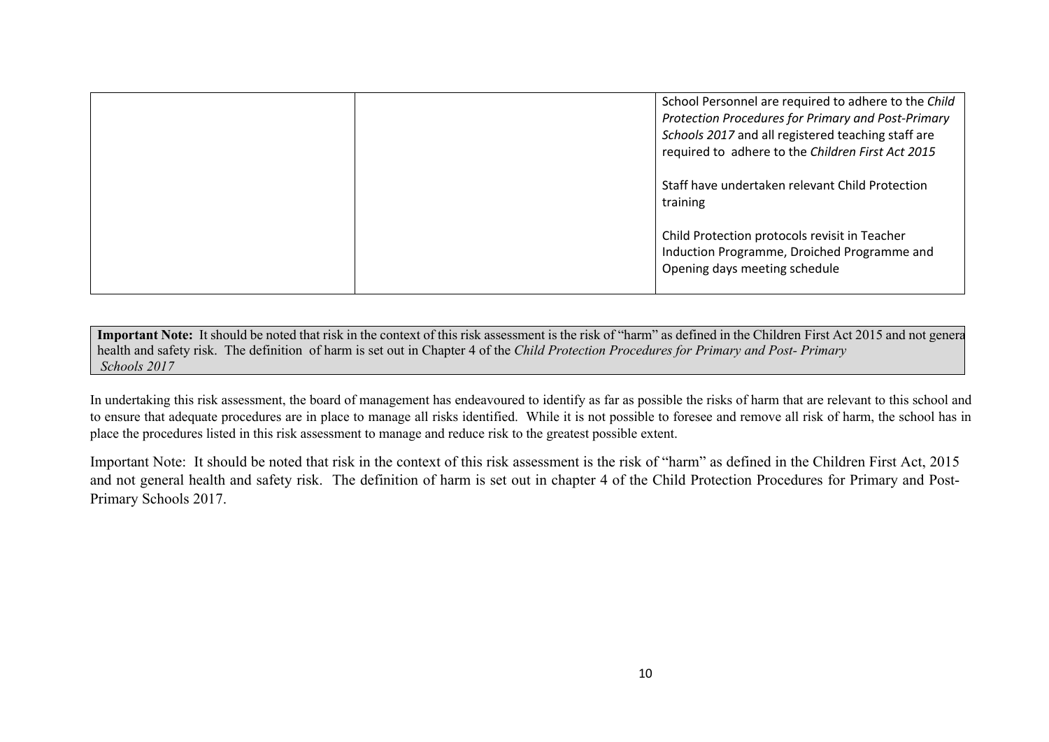| | | |
|---|---|---|
| | | School Personnel are required to adhere to the *Child Protection Procedures for Primary and Post-Primary Schools 2017* and all registered teaching staff are required to adhere to the *Children First Act 2015*<br><br>Staff have undertaken relevant Child Protection training<br><br>Child Protection protocols revisit in Teacher Induction Programme, Droiched Programme and Opening days meeting schedule |

**Important Note:** It should be noted that risk in the context of this risk assessment is the risk of "harm" as defined in the Children First Act 2015 and not genera health and safety risk. The definition of harm is set out in Chapter 4 of the *Child Protection Procedures for Primary and Post- Primary Schools 2017*

In undertaking this risk assessment, the board of management has endeavoured to identify as far as possible the risks of harm that are relevant to this school and to ensure that adequate procedures are in place to manage all risks identified. While it is not possible to foresee and remove all risk of harm, the school has in place the procedures listed in this risk assessment to manage and reduce risk to the greatest possible extent.

Important Note: It should be noted that risk in the context of this risk assessment is the risk of "harm" as defined in the Children First Act, 2015 and not general health and safety risk. The definition of harm is set out in chapter 4 of the Child Protection Procedures for Primary and Post-Primary Schools 2017.